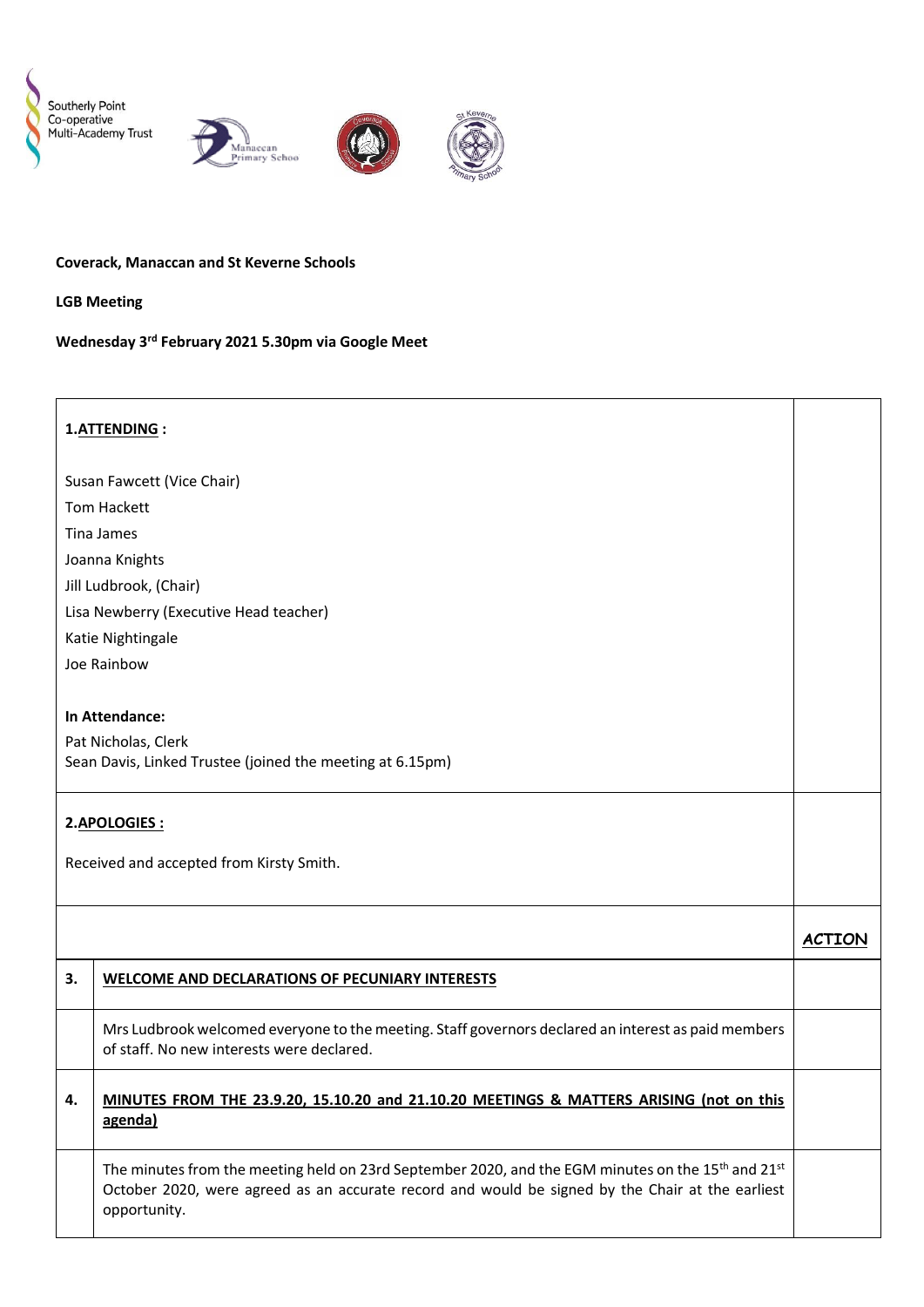Southerly Point Co-operative Multi-Academy Trust

**Coverack, Manaccan and St Keverne Schools**

**LGB Meeting**

**Wednesday 3rd February 2021 5.30pm via Google Meet**

**1. ATTENDING :**

Susan Fawcett (Vice Chair)
Tom Hackett
Tina James
Joanna Knights
Jill Ludbrook, (Chair)
Lisa Newberry (Executive Head teacher)
Katie Nightingale
Joe Rainbow

**In Attendance:**

Pat Nicholas, Clerk
Sean Davis, Linked Trustee (joined the meeting at 6.15pm)

**2. APOLOGIES :**

Received and accepted from Kirsty Smith.

| | | ***ACTION*** |
|---|---|---|
| **3.** | **WELCOME AND DECLARATIONS OF PECUNIARY INTERESTS** | |
| | Mrs Ludbrook welcomed everyone to the meeting. Staff governors declared an interest as paid members of staff. No new interests were declared. | |
| **4.** | **MINUTES FROM THE 23.9.20, 15.10.20 and 21.10.20 MEETINGS & MATTERS ARISING (not on this agenda)** | |
| | The minutes from the meeting held on 23rd September 2020, and the EGM minutes on the 15th and 21st October 2020, were agreed as an accurate record and would be signed by the Chair at the earliest opportunity. | |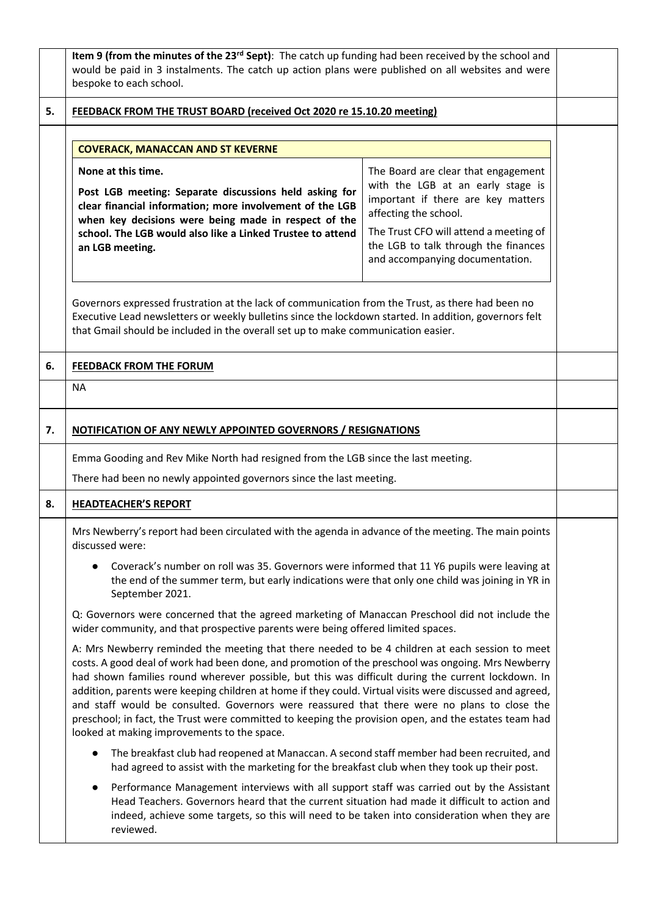**Item 9 (from the minutes of the 23rd Sept)**: The catch up funding had been received by the school and would be paid in 3 instalments. The catch up action plans were published on all websites and were bespoke to each school.

## 5. FEEDBACK FROM THE TRUST BOARD (received Oct 2020 re 15.10.20 meeting)

| COVERACK, MANACCAN AND ST KEVERNE | |
|---|---|
| **None at this time.**<br><br>**Post LGB meeting: Separate discussions held asking for clear financial information; more involvement of the LGB when key decisions were being made in respect of the school. The LGB would also like a Linked Trustee to attend an LGB meeting.** | The Board are clear that engagement with the LGB at an early stage is important if there are key matters affecting the school.<br><br>The Trust CFO will attend a meeting of the LGB to talk through the finances and accompanying documentation. |

Governors expressed frustration at the lack of communication from the Trust, as there had been no Executive Lead newsletters or weekly bulletins since the lockdown started. In addition, governors felt that Gmail should be included in the overall set up to make communication easier.

## 6. FEEDBACK FROM THE FORUM

NA

## 7. NOTIFICATION OF ANY NEWLY APPOINTED GOVERNORS / RESIGNATIONS

Emma Gooding and Rev Mike North had resigned from the LGB since the last meeting.

There had been no newly appointed governors since the last meeting.

## 8. HEADTEACHER'S REPORT

Mrs Newberry's report had been circulated with the agenda in advance of the meeting. The main points discussed were:

- Coverack's number on roll was 35. Governors were informed that 11 Y6 pupils were leaving at the end of the summer term, but early indications were that only one child was joining in YR in September 2021.

Q: Governors were concerned that the agreed marketing of Manaccan Preschool did not include the wider community, and that prospective parents were being offered limited spaces.

A: Mrs Newberry reminded the meeting that there needed to be 4 children at each session to meet costs. A good deal of work had been done, and promotion of the preschool was ongoing. Mrs Newberry had shown families round wherever possible, but this was difficult during the current lockdown. In addition, parents were keeping children at home if they could. Virtual visits were discussed and agreed, and staff would be consulted. Governors were reassured that there were no plans to close the preschool; in fact, the Trust were committed to keeping the provision open, and the estates team had looked at making improvements to the space.

- The breakfast club had reopened at Manaccan. A second staff member had been recruited, and had agreed to assist with the marketing for the breakfast club when they took up their post.
- Performance Management interviews with all support staff was carried out by the Assistant Head Teachers. Governors heard that the current situation had made it difficult to action and indeed, achieve some targets, so this will need to be taken into consideration when they are reviewed.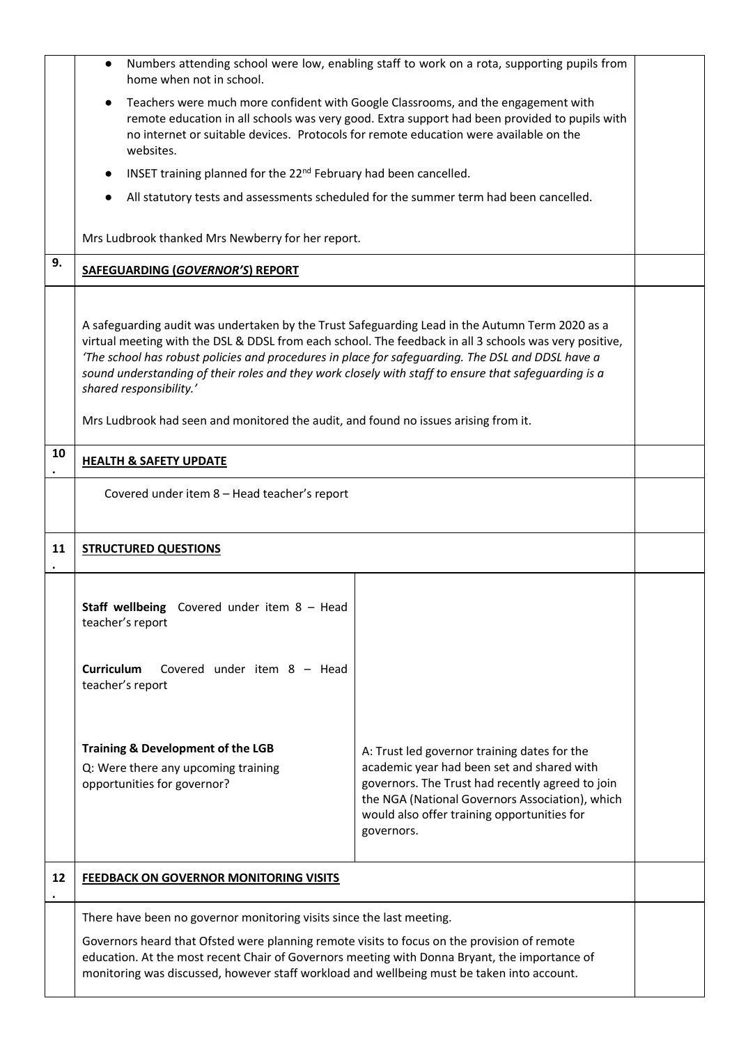- Numbers attending school were low, enabling staff to work on a rota, supporting pupils from home when not in school.
- Teachers were much more confident with Google Classrooms, and the engagement with remote education in all schools was very good. Extra support had been provided to pupils with no internet or suitable devices. Protocols for remote education were available on the websites.
- INSET training planned for the 22nd February had been cancelled.
- All statutory tests and assessments scheduled for the summer term had been cancelled.

Mrs Ludbrook thanked Mrs Newberry for her report.

## 9. SAFEGUARDING (*GOVERNOR'S*) REPORT

A safeguarding audit was undertaken by the Trust Safeguarding Lead in the Autumn Term 2020 as a virtual meeting with the DSL & DDSL from each school. The feedback in all 3 schools was very positive, *'The school has robust policies and procedures in place for safeguarding. The DSL and DDSL have a sound understanding of their roles and they work closely with staff to ensure that safeguarding is a shared responsibility.'*

Mrs Ludbrook had seen and monitored the audit, and found no issues arising from it.

## 10. HEALTH & SAFETY UPDATE

Covered under item 8 – Head teacher's report

## 11. STRUCTURED QUESTIONS

| | |
|---|---|
| **Staff wellbeing** Covered under item 8 – Head teacher's report | |
| **Curriculum** Covered under item 8 – Head teacher's report | |
| **Training & Development of the LGB**<br>Q: Were there any upcoming training opportunities for governor? | A: Trust led governor training dates for the academic year had been set and shared with governors. The Trust had recently agreed to join the NGA (National Governors Association), which would also offer training opportunities for governors. |

## 12. FEEDBACK ON GOVERNOR MONITORING VISITS

There have been no governor monitoring visits since the last meeting.

Governors heard that Ofsted were planning remote visits to focus on the provision of remote education. At the most recent Chair of Governors meeting with Donna Bryant, the importance of monitoring was discussed, however staff workload and wellbeing must be taken into account.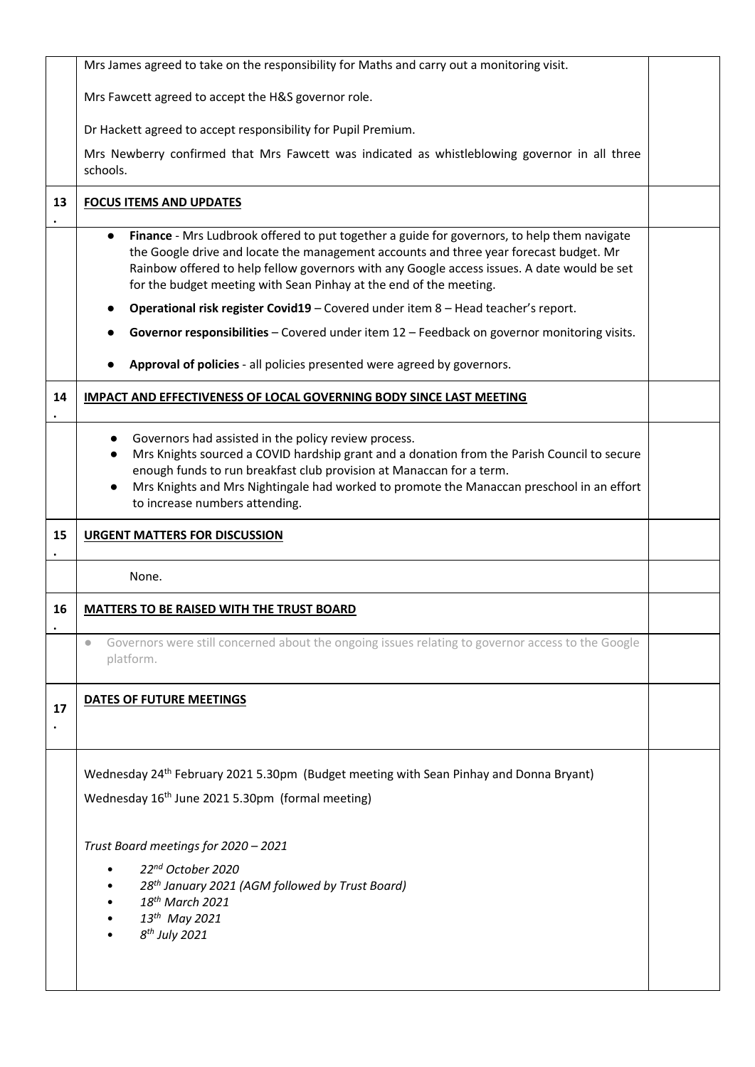| | | |
|---|---|---|
| | Mrs James agreed to take on the responsibility for Maths and carry out a monitoring visit.<br><br>Mrs Fawcett agreed to accept the H&S governor role.<br><br>Dr Hackett agreed to accept responsibility for Pupil Premium.<br><br>Mrs Newberry confirmed that Mrs Fawcett was indicated as whistleblowing governor in all three schools. | |
| 13. | **FOCUS ITEMS AND UPDATES** | |
| | • **Finance** - Mrs Ludbrook offered to put together a guide for governors, to help them navigate the Google drive and locate the management accounts and three year forecast budget. Mr Rainbow offered to help fellow governors with any Google access issues. A date would be set for the budget meeting with Sean Pinhay at the end of the meeting.<br>• **Operational risk register Covid19** – Covered under item 8 – Head teacher's report.<br>• **Governor responsibilities** – Covered under item 12 – Feedback on governor monitoring visits.<br>• **Approval of policies** - all policies presented were agreed by governors. | |
| 14. | **IMPACT AND EFFECTIVENESS OF LOCAL GOVERNING BODY SINCE LAST MEETING** | |
| | • Governors had assisted in the policy review process.<br>• Mrs Knights sourced a COVID hardship grant and a donation from the Parish Council to secure enough funds to run breakfast club provision at Manaccan for a term.<br>• Mrs Knights and Mrs Nightingale had worked to promote the Manaccan preschool in an effort to increase numbers attending. | |
| 15. | **URGENT MATTERS FOR DISCUSSION** | |
| | None. | |
| 16. | **MATTERS TO BE RAISED WITH THE TRUST BOARD** | |
| | • Governors were still concerned about the ongoing issues relating to governor access to the Google platform. | |
| 17. | **DATES OF FUTURE MEETINGS** | |
| | Wednesday 24th February 2021 5.30pm (Budget meeting with Sean Pinhay and Donna Bryant)<br><br>Wednesday 16th June 2021 5.30pm (formal meeting)<br><br>*Trust Board meetings for 2020 – 2021*<br>• *22nd October 2020*<br>• *28th January 2021 (AGM followed by Trust Board)*<br>• *18th March 2021*<br>• *13th May 2021*<br>• *8th July 2021* | |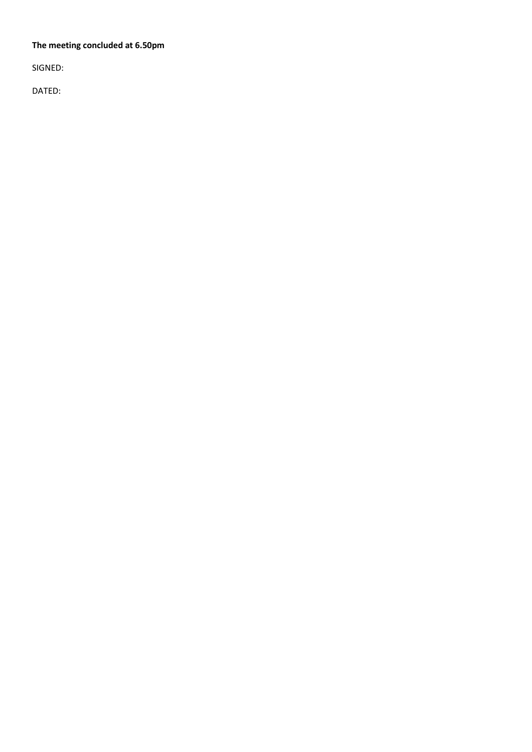**The meeting concluded at 6.50pm**

SIGNED:

DATED: